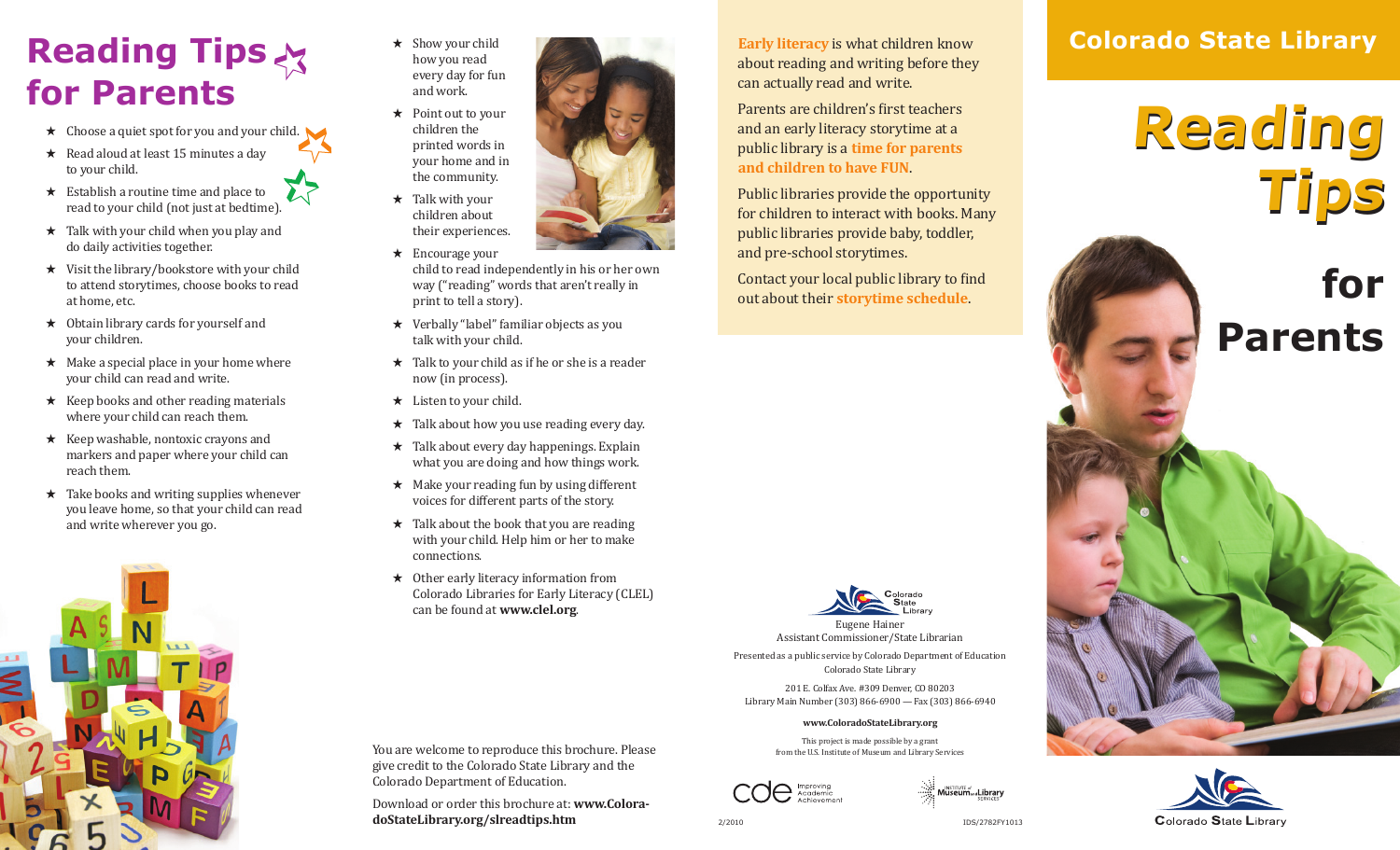# Reading Tips for Parents

- ★ Choose a quiet spot for you and your child.
- ★ Read aloud at least 15 minutes a day to your child.
- ★ Establish a routine time and place to read to your child (not just at bedtime).
- ★ Talk with your child when you play and do daily activities together.
- ★ Visit the library/bookstore with your child to attend storytimes, choose books to read at home, etc.
- ★ Obtain library cards for yourself and your children.
- ★ Make a special place in your home where your child can read and write.
- ★ Keep books and other reading materials where your child can reach them.
- ★ Keep washable, nontoxic crayons and markers and paper where your child can reach them.
- ★ Take books and writing supplies whenever you leave home, so that your child can read and write wherever you go.
- ★ Show your child how you read every day for fun and work.
- ★ Point out to your children the printed words in your home and in the community.
- ★ Talk with your children about their experiences.
- ★ Encourage your child to read independently in his or her own way ("reading" words that aren't really in print to tell a story).
- ★ Verbally "label" familiar objects as you talk with your child.
- ★ Talk to your child as if he or she is a reader now (in process).
- ★ Listen to your child.
- ★ Talk about how you use reading every day.
- ★ Talk about every day happenings. Explain what you are doing and how things work.
- ★ Make your reading fun by using different voices for different parts of the story.
- ★ Talk about the book that you are reading with your child. Help him or her to make connections.
- ★ Other early literacy information from Colorado Libraries for Early Literacy (CLEL) can be found at **www.clel.org**.

You are welcome to reproduce this brochure. Please give credit to the Colorado State Library and the Colorado Department of Education.

Download or order this brochure at: **www.ColoradoStateLibrary.org/slreadtips.htm**

**Early literacy** is what children know about reading and writing before they can actually read and write.

Parents are children's first teachers and an early literacy storytime at a public library is a **time for parents and children to have FUN**.

Public libraries provide the opportunity for children to interact with books. Many public libraries provide baby, toddler, and pre-school storytimes.

Contact your local public library to find out about their **storytime schedule**.

Colorado State Library

Eugene Hainer
Assistant Commissioner/State Librarian

Presented as a public service by Colorado Department of Education
Colorado State Library

201 E. Colfax Ave. #309 Denver, CO 80203
Library Main Number (303) 866-6900 — Fax (303) 866-6940

**www.ColoradoStateLibrary.org**

This project is made possible by a grant from the U.S. Institute of Museum and Library Services

cde Improving Academic Achievement

Institute of Museum and Library Services

2/2010

IDS/2782FY1013

## Colorado State Library

# Reading Tips

# for Parents

Colorado State Library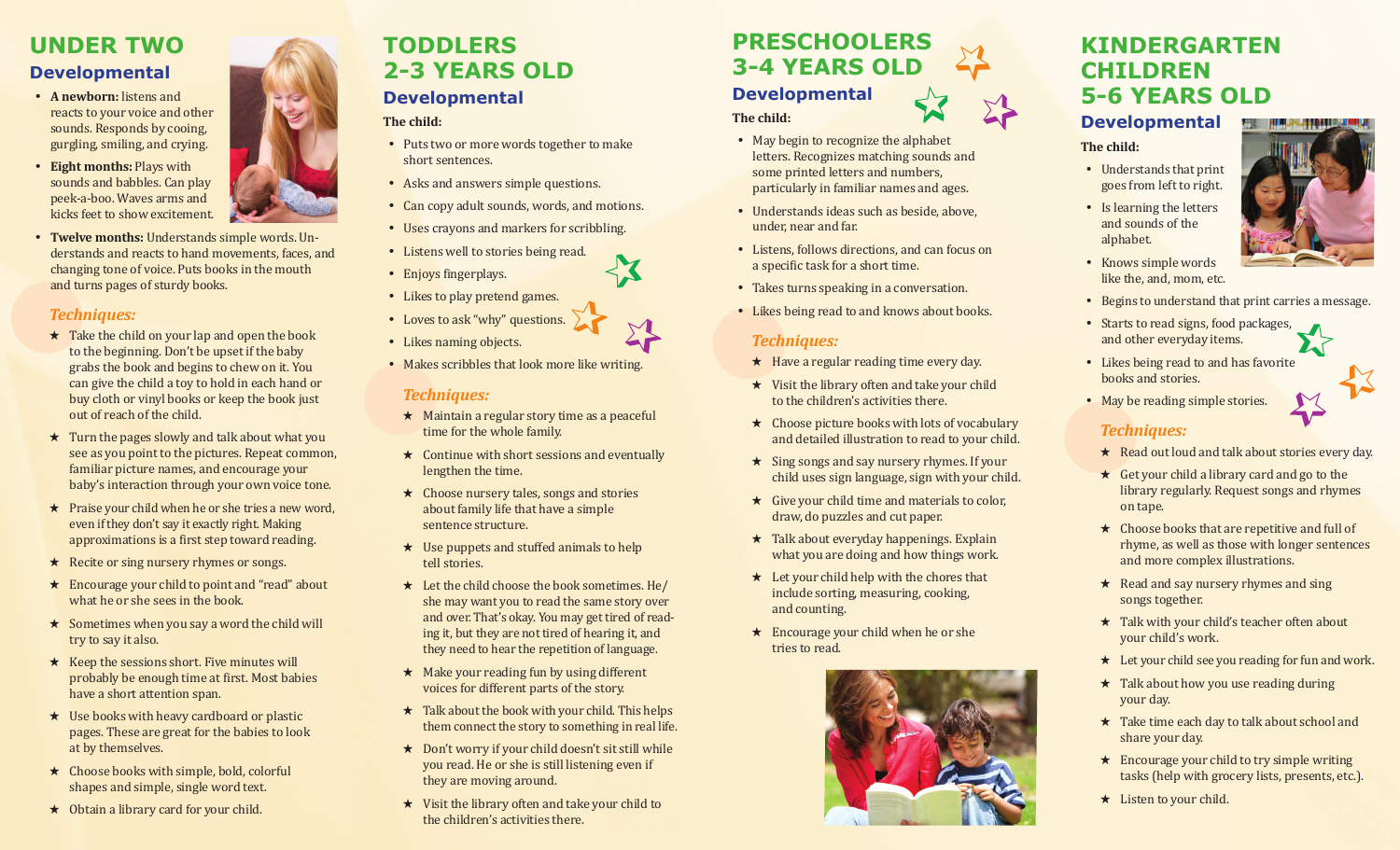## UNDER TWO

### Developmental

- **A newborn:** listens and reacts to your voice and other sounds. Responds by cooing, gurgling, smiling, and crying.
- **Eight months:** Plays with sounds and babbles. Can play peek-a-boo. Waves arms and kicks feet to show excitement.
- **Twelve months:** Understands simple words. Understands and reacts to hand movements, faces, and changing tone of voice. Puts books in the mouth and turns pages of sturdy books.

### *Techniques:*

- ★ Take the child on your lap and open the book to the beginning. Don't be upset if the baby grabs the book and begins to chew on it. You can give the child a toy to hold in each hand or buy cloth or vinyl books or keep the book just out of reach of the child.
- ★ Turn the pages slowly and talk about what you see as you point to the pictures. Repeat common, familiar picture names, and encourage your baby's interaction through your own voice tone.
- ★ Praise your child when he or she tries a new word, even if they don't say it exactly right. Making approximations is a first step toward reading.
- ★ Recite or sing nursery rhymes or songs.
- ★ Encourage your child to point and "read" about what he or she sees in the book.
- ★ Sometimes when you say a word the child will try to say it also.
- ★ Keep the sessions short. Five minutes will probably be enough time at first. Most babies have a short attention span.
- ★ Use books with heavy cardboard or plastic pages. These are great for the babies to look at by themselves.
- ★ Choose books with simple, bold, colorful shapes and simple, single word text.
- ★ Obtain a library card for your child.

## TODDLERS 2-3 YEARS OLD

### Developmental

**The child:**

- Puts two or more words together to make short sentences.
- Asks and answers simple questions.
- Can copy adult sounds, words, and motions.
- Uses crayons and markers for scribbling.
- Listens well to stories being read.
- Enjoys fingerplays.
- Likes to play pretend games.
- Loves to ask "why" questions.
- Likes naming objects.
- Makes scribbles that look more like writing.

### *Techniques:*

- ★ Maintain a regular story time as a peaceful time for the whole family.
- ★ Continue with short sessions and eventually lengthen the time.
- ★ Choose nursery tales, songs and stories about family life that have a simple sentence structure.
- ★ Use puppets and stuffed animals to help tell stories.
- ★ Let the child choose the book sometimes. He/she may want you to read the same story over and over. That's okay. You may get tired of reading it, but they are not tired of hearing it, and they need to hear the repetition of language.
- ★ Make your reading fun by using different voices for different parts of the story.
- ★ Talk about the book with your child. This helps them connect the story to something in real life.
- ★ Don't worry if your child doesn't sit still while you read. He or she is still listening even if they are moving around.
- ★ Visit the library often and take your child to the children's activities there.

## PRESCHOOLERS 3-4 YEARS OLD

### Developmental

**The child:**

- May begin to recognize the alphabet letters. Recognizes matching sounds and some printed letters and numbers, particularly in familiar names and ages.
- Understands ideas such as beside, above, under, near and far.
- Listens, follows directions, and can focus on a specific task for a short time.
- Takes turns speaking in a conversation.
- Likes being read to and knows about books.

### *Techniques:*

- ★ Have a regular reading time every day.
- ★ Visit the library often and take your child to the children's activities there.
- ★ Choose picture books with lots of vocabulary and detailed illustration to read to your child.
- ★ Sing songs and say nursery rhymes. If your child uses sign language, sign with your child.
- ★ Give your child time and materials to color, draw, do puzzles and cut paper.
- ★ Talk about everyday happenings. Explain what you are doing and how things work.
- ★ Let your child help with the chores that include sorting, measuring, cooking, and counting.
- ★ Encourage your child when he or she tries to read.

## KINDERGARTEN CHILDREN 5-6 YEARS OLD

### Developmental

**The child:**

- Understands that print goes from left to right.
- Is learning the letters and sounds of the alphabet.
- Knows simple words like the, and, mom, etc.
- Begins to understand that print carries a message.
- Starts to read signs, food packages, and other everyday items.
- Likes being read to and has favorite books and stories.
- May be reading simple stories.

### *Techniques:*

- ★ Read out loud and talk about stories every day.
- ★ Get your child a library card and go to the library regularly. Request songs and rhymes on tape.
- ★ Choose books that are repetitive and full of rhyme, as well as those with longer sentences and more complex illustrations.
- ★ Read and say nursery rhymes and sing songs together.
- ★ Talk with your child's teacher often about your child's work.
- ★ Let your child see you reading for fun and work.
- ★ Talk about how you use reading during your day.
- ★ Take time each day to talk about school and share your day.
- ★ Encourage your child to try simple writing tasks (help with grocery lists, presents, etc.).
- ★ Listen to your child.